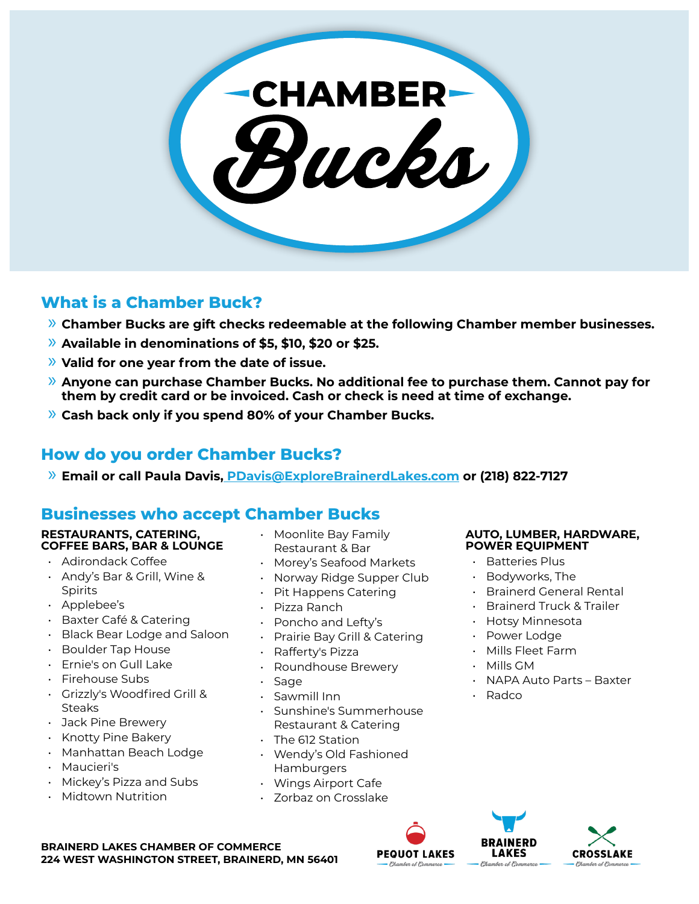# CHAMBER Bucks

## What is a Chamber Buck?

- **Chamber Bucks are gift checks redeemable at the following Chamber member businesses.**
- **Available in denominations of $5, $10, $20 or $25.**
- **Valid for one year from the date of issue.**
- **Anyone can purchase Chamber Bucks. No additional fee to purchase them. Cannot pay for them by credit card or be invoiced. Cash or check is need at time of exchange.**
- **Cash back only if you spend 80% of your Chamber Bucks.**

## How do you order Chamber Bucks?

- **Email or call Paula Davis, PDavis@ExploreBrainerdLakes.com or (218) 822-7127**

## Businesses who accept Chamber Bucks

**RESTAURANTS, CATERING, COFFEE BARS, BAR & LOUNGE**

- Adirondack Coffee
- Andy's Bar & Grill, Wine & Spirits
- Applebee's
- Baxter Café & Catering
- Black Bear Lodge and Saloon
- Boulder Tap House
- Ernie's on Gull Lake
- Firehouse Subs
- Grizzly's Woodfired Grill & Steaks
- Jack Pine Brewery
- Knotty Pine Bakery
- Manhattan Beach Lodge
- Maucieri's
- Mickey's Pizza and Subs
- Midtown Nutrition
- Moonlite Bay Family Restaurant & Bar
- Morey's Seafood Markets
- Norway Ridge Supper Club
- Pit Happens Catering
- Pizza Ranch
- Poncho and Lefty's
- Prairie Bay Grill & Catering
- Rafferty's Pizza
- Roundhouse Brewery
- Sage
- Sawmill Inn
- Sunshine's Summerhouse Restaurant & Catering
- The 612 Station
- Wendy's Old Fashioned Hamburgers
- Wings Airport Cafe
- Zorbaz on Crosslake

**AUTO, LUMBER, HARDWARE, POWER EQUIPMENT**

- Batteries Plus
- Bodyworks, The
- Brainerd General Rental
- Brainerd Truck & Trailer
- Hotsy Minnesota
- Power Lodge
- Mills Fleet Farm
- Mills GM
- NAPA Auto Parts – Baxter
- Radco

**BRAINERD LAKES CHAMBER OF COMMERCE**
**224 WEST WASHINGTON STREET, BRAINERD, MN 56401**

PEQUOT LAKES Chamber of Commerce | BRAINERD LAKES Chamber of Commerce | CROSSLAKE Chamber of Commerce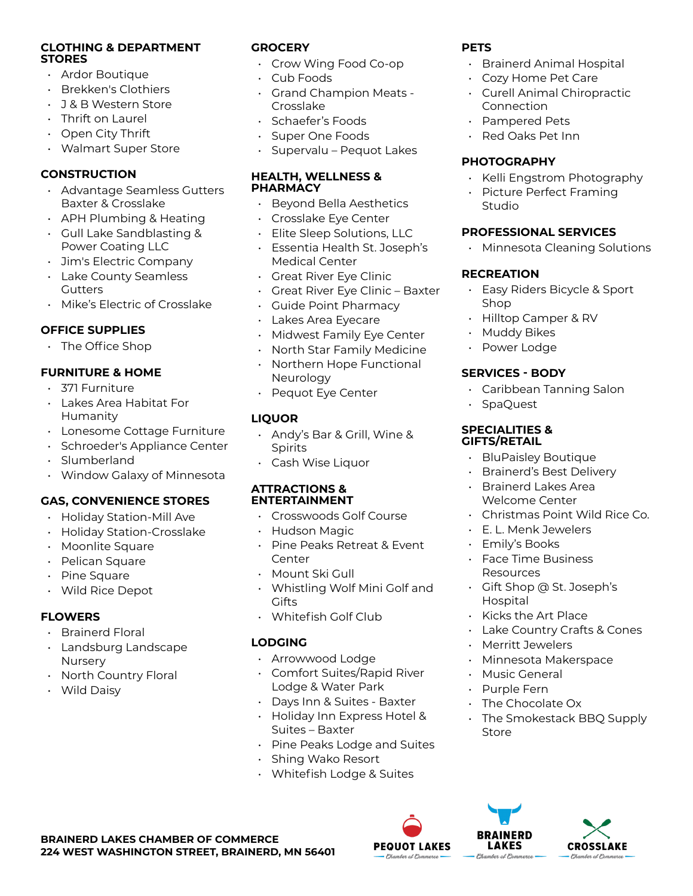## CLOTHING & DEPARTMENT STORES

- Ardor Boutique
- Brekken's Clothiers
- J & B Western Store
- Thrift on Laurel
- Open City Thrift
- Walmart Super Store

## CONSTRUCTION

- Advantage Seamless Gutters Baxter & Crosslake
- APH Plumbing & Heating
- Gull Lake Sandblasting & Power Coating LLC
- Jim's Electric Company
- Lake County Seamless Gutters
- Mike's Electric of Crosslake

## OFFICE SUPPLIES

- The Office Shop

## FURNITURE & HOME

- 371 Furniture
- Lakes Area Habitat For Humanity
- Lonesome Cottage Furniture
- Schroeder's Appliance Center
- Slumberland
- Window Galaxy of Minnesota

## GAS, CONVENIENCE STORES

- Holiday Station-Mill Ave
- Holiday Station-Crosslake
- Moonlite Square
- Pelican Square
- Pine Square
- Wild Rice Depot

## FLOWERS

- Brainerd Floral
- Landsburg Landscape Nursery
- North Country Floral
- Wild Daisy

## GROCERY

- Crow Wing Food Co-op
- Cub Foods
- Grand Champion Meats - Crosslake
- Schaefer's Foods
- Super One Foods
- Supervalu – Pequot Lakes

## HEALTH, WELLNESS & PHARMACY

- Beyond Bella Aesthetics
- Crosslake Eye Center
- Elite Sleep Solutions, LLC
- Essentia Health St. Joseph's Medical Center
- Great River Eye Clinic
- Great River Eye Clinic – Baxter
- Guide Point Pharmacy
- Lakes Area Eyecare
- Midwest Family Eye Center
- North Star Family Medicine
- Northern Hope Functional Neurology
- Pequot Eye Center

## LIQUOR

- Andy's Bar & Grill, Wine & Spirits
- Cash Wise Liquor

## ATTRACTIONS & ENTERTAINMENT

- Crosswoods Golf Course
- Hudson Magic
- Pine Peaks Retreat & Event Center
- Mount Ski Gull
- Whistling Wolf Mini Golf and Gifts
- Whitefish Golf Club

## LODGING

- Arrowwood Lodge
- Comfort Suites/Rapid River Lodge & Water Park
- Days Inn & Suites - Baxter
- Holiday Inn Express Hotel & Suites – Baxter
- Pine Peaks Lodge and Suites
- Shing Wako Resort
- Whitefish Lodge & Suites

## PETS

- Brainerd Animal Hospital
- Cozy Home Pet Care
- Curell Animal Chiropractic Connection
- Pampered Pets
- Red Oaks Pet Inn

## PHOTOGRAPHY

- Kelli Engstrom Photography
- Picture Perfect Framing Studio

## PROFESSIONAL SERVICES

- Minnesota Cleaning Solutions

## RECREATION

- Easy Riders Bicycle & Sport Shop
- Hilltop Camper & RV
- Muddy Bikes
- Power Lodge

## SERVICES - BODY

- Caribbean Tanning Salon
- SpaQuest

## SPECIALITIES & GIFTS/RETAIL

- BluPaisley Boutique
- Brainerd's Best Delivery
- Brainerd Lakes Area Welcome Center
- Christmas Point Wild Rice Co.
- E. L. Menk Jewelers
- Emily's Books
- Face Time Business Resources
- Gift Shop @ St. Joseph's Hospital
- Kicks the Art Place
- Lake Country Crafts & Cones
- Merritt Jewelers
- Minnesota Makerspace
- Music General
- Purple Fern
- The Chocolate Ox
- The Smokestack BBQ Supply Store

**BRAINERD LAKES CHAMBER OF COMMERCE**
**224 WEST WASHINGTON STREET, BRAINERD, MN 56401**

PEQUOT LAKES Chamber of Commerce
BRAINERD LAKES Chamber of Commerce
CROSSLAKE Chamber of Commerce